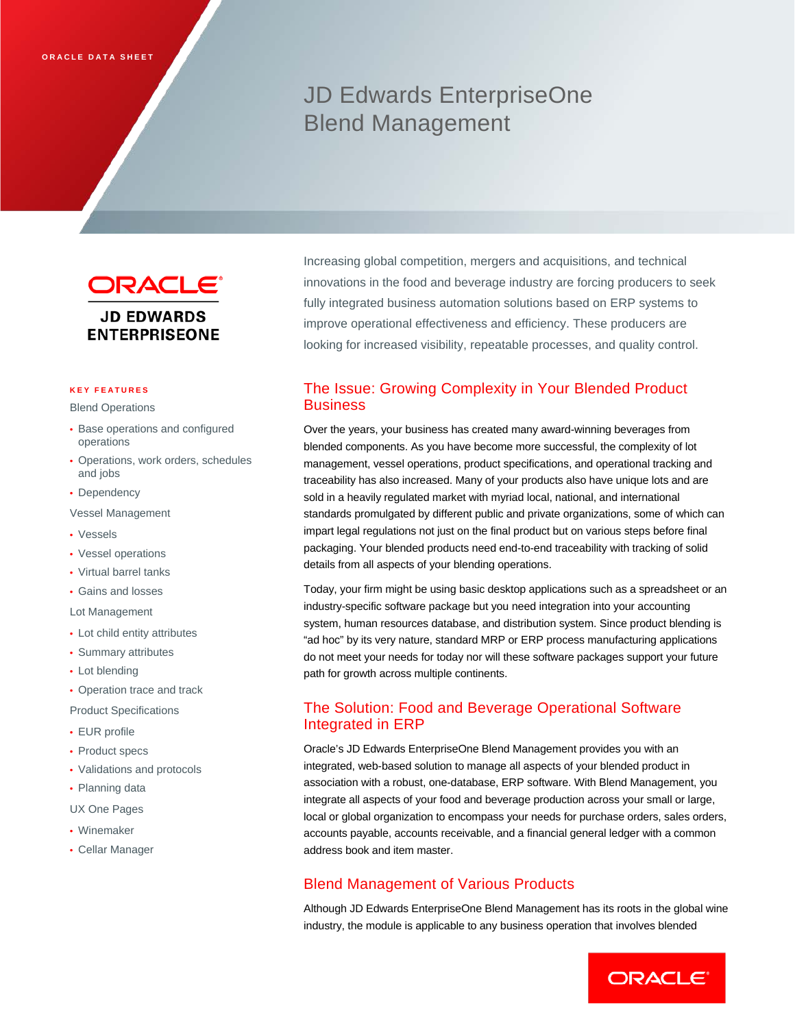ORACLE DATA SHEET

# JD Edwards EnterpriseOne Blend Management

ORACLE
JD EDWARDS ENTERPRISEONE

Increasing global competition, mergers and acquisitions, and technical innovations in the food and beverage industry are forcing producers to seek fully integrated business automation solutions based on ERP systems to improve operational effectiveness and efficiency. These producers are looking for increased visibility, repeatable processes, and quality control.

## The Issue: Growing Complexity in Your Blended Product Business

Over the years, your business has created many award-winning beverages from blended components. As you have become more successful, the complexity of lot management, vessel operations, product specifications, and operational tracking and traceability has also increased. Many of your products also have unique lots and are sold in a heavily regulated market with myriad local, national, and international standards promulgated by different public and private organizations, some of which can impart legal regulations not just on the final product but on various steps before final packaging. Your blended products need end-to-end traceability with tracking of solid details from all aspects of your blending operations.

Today, your firm might be using basic desktop applications such as a spreadsheet or an industry-specific software package but you need integration into your accounting system, human resources database, and distribution system. Since product blending is "ad hoc" by its very nature, standard MRP or ERP process manufacturing applications do not meet your needs for today nor will these software packages support your future path for growth across multiple continents.

## The Solution: Food and Beverage Operational Software Integrated in ERP

Oracle's JD Edwards EnterpriseOne Blend Management provides you with an integrated, web-based solution to manage all aspects of your blended product in association with a robust, one-database, ERP software. With Blend Management, you integrate all aspects of your food and beverage production across your small or large, local or global organization to encompass your needs for purchase orders, sales orders, accounts payable, accounts receivable, and a financial general ledger with a common address book and item master.

## Blend Management of Various Products

Although JD Edwards EnterpriseOne Blend Management has its roots in the global wine industry, the module is applicable to any business operation that involves blended

### KEY FEATURES

Blend Operations

- Base operations and configured operations
- Operations, work orders, schedules and jobs
- Dependency

Vessel Management

- Vessels
- Vessel operations
- Virtual barrel tanks
- Gains and losses

Lot Management

- Lot child entity attributes
- Summary attributes
- Lot blending
- Operation trace and track

Product Specifications

- EUR profile
- Product specs
- Validations and protocols
- Planning data

UX One Pages

- Winemaker
- Cellar Manager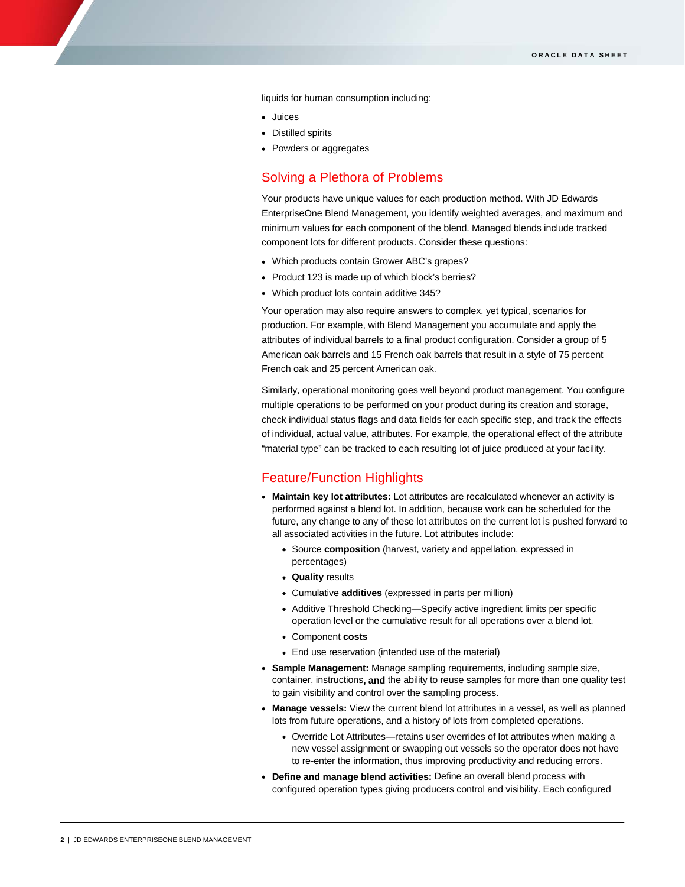liquids for human consumption including:

- Juices
- Distilled spirits
- Powders or aggregates

## Solving a Plethora of Problems

Your products have unique values for each production method. With JD Edwards EnterpriseOne Blend Management, you identify weighted averages, and maximum and minimum values for each component of the blend. Managed blends include tracked component lots for different products. Consider these questions:

- Which products contain Grower ABC's grapes?
- Product 123 is made up of which block's berries?
- Which product lots contain additive 345?

Your operation may also require answers to complex, yet typical, scenarios for production. For example, with Blend Management you accumulate and apply the attributes of individual barrels to a final product configuration. Consider a group of 5 American oak barrels and 15 French oak barrels that result in a style of 75 percent French oak and 25 percent American oak.

Similarly, operational monitoring goes well beyond product management. You configure multiple operations to be performed on your product during its creation and storage, check individual status flags and data fields for each specific step, and track the effects of individual, actual value, attributes. For example, the operational effect of the attribute "material type" can be tracked to each resulting lot of juice produced at your facility.

## Feature/Function Highlights

- **Maintain key lot attributes:** Lot attributes are recalculated whenever an activity is performed against a blend lot. In addition, because work can be scheduled for the future, any change to any of these lot attributes on the current lot is pushed forward to all associated activities in the future. Lot attributes include:
  - Source **composition** (harvest, variety and appellation, expressed in percentages)
  - **Quality** results
  - Cumulative **additives** (expressed in parts per million)
  - Additive Threshold Checking—Specify active ingredient limits per specific operation level or the cumulative result for all operations over a blend lot.
  - Component **costs**
  - End use reservation (intended use of the material)
- **Sample Management:** Manage sampling requirements, including sample size, container, instructions**, and** the ability to reuse samples for more than one quality test to gain visibility and control over the sampling process.
- **Manage vessels:** View the current blend lot attributes in a vessel, as well as planned lots from future operations, and a history of lots from completed operations.
  - Override Lot Attributes—retains user overrides of lot attributes when making a new vessel assignment or swapping out vessels so the operator does not have to re-enter the information, thus improving productivity and reducing errors.
- **Define and manage blend activities:** Define an overall blend process with configured operation types giving producers control and visibility. Each configured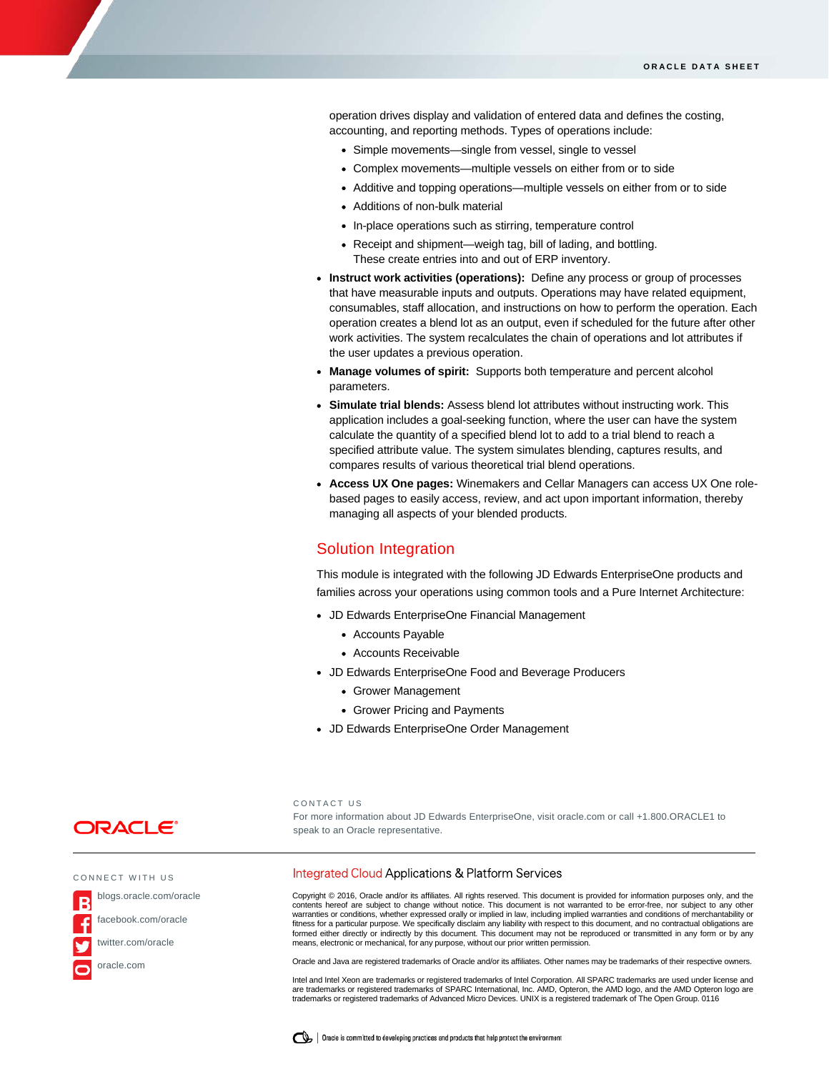operation drives display and validation of entered data and defines the costing, accounting, and reporting methods. Types of operations include:

- Simple movements—single from vessel, single to vessel
- Complex movements—multiple vessels on either from or to side
- Additive and topping operations—multiple vessels on either from or to side
- Additions of non-bulk material
- In-place operations such as stirring, temperature control
- Receipt and shipment—weigh tag, bill of lading, and bottling. These create entries into and out of ERP inventory.

- **Instruct work activities (operations):** Define any process or group of processes that have measurable inputs and outputs. Operations may have related equipment, consumables, staff allocation, and instructions on how to perform the operation. Each operation creates a blend lot as an output, even if scheduled for the future after other work activities. The system recalculates the chain of operations and lot attributes if the user updates a previous operation.
- **Manage volumes of spirit:** Supports both temperature and percent alcohol parameters.
- **Simulate trial blends:** Assess blend lot attributes without instructing work. This application includes a goal-seeking function, where the user can have the system calculate the quantity of a specified blend lot to add to a trial blend to reach a specified attribute value. The system simulates blending, captures results, and compares results of various theoretical trial blend operations.
- **Access UX One pages:** Winemakers and Cellar Managers can access UX One role-based pages to easily access, review, and act upon important information, thereby managing all aspects of your blended products.

## Solution Integration

This module is integrated with the following JD Edwards EnterpriseOne products and families across your operations using common tools and a Pure Internet Architecture:

- JD Edwards EnterpriseOne Financial Management
  - Accounts Payable
  - Accounts Receivable
- JD Edwards EnterpriseOne Food and Beverage Producers
  - Grower Management
  - Grower Pricing and Payments
- JD Edwards EnterpriseOne Order Management

CONTACT US

For more information about JD Edwards EnterpriseOne, visit oracle.com or call +1.800.ORACLE1 to speak to an Oracle representative.

ORACLE

CONNECT WITH US

- blogs.oracle.com/oracle
- facebook.com/oracle
- twitter.com/oracle
- oracle.com

Integrated Cloud Applications & Platform Services

Copyright © 2016, Oracle and/or its affiliates. All rights reserved. This document is provided for information purposes only, and the contents hereof are subject to change without notice. This document is not warranted to be error-free, nor subject to any other warranties or conditions, whether expressed orally or implied in law, including implied warranties and conditions of merchantability or fitness for a particular purpose. We specifically disclaim any liability with respect to this document, and no contractual obligations are formed either directly or indirectly by this document. This document may not be reproduced or transmitted in any form or by any means, electronic or mechanical, for any purpose, without our prior written permission.

Oracle and Java are registered trademarks of Oracle and/or its affiliates. Other names may be trademarks of their respective owners.

Intel and Intel Xeon are trademarks or registered trademarks of Intel Corporation. All SPARC trademarks are used under license and are trademarks or registered trademarks of SPARC International, Inc. AMD, Opteron, the AMD logo, and the AMD Opteron logo are trademarks or registered trademarks of Advanced Micro Devices. UNIX is a registered trademark of The Open Group. 0116

Oracle is committed to developing practices and products that help protect the environment